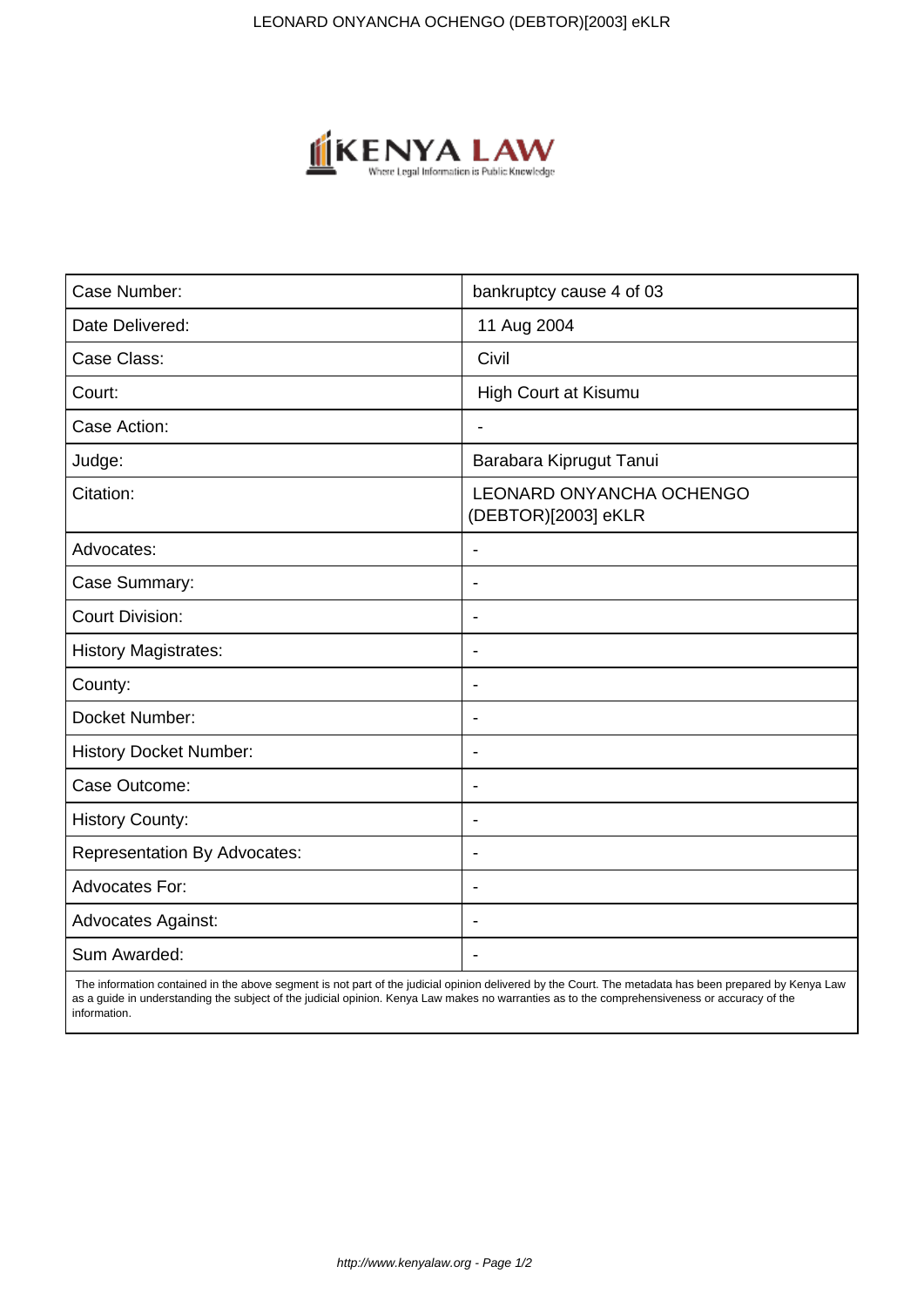| Case Number: | bankruptcy cause 4 of 03 |
|---|---|
| Date Delivered: | 11 Aug 2004 |
| Case Class: | Civil |
| Court: | High Court at Kisumu |
| Case Action: | - |
| Judge: | Barabara Kiprugut Tanui |
| Citation: | LEONARD ONYANCHA OCHENGO (DEBTOR)[2003] eKLR |
| Advocates: | - |
| Case Summary: | - |
| Court Division: | - |
| History Magistrates: | - |
| County: | - |
| Docket Number: | - |
| History Docket Number: | - |
| Case Outcome: | - |
| History County: | - |
| Representation By Advocates: | - |
| Advocates For: | - |
| Advocates Against: | - |
| Sum Awarded: | - |

The information contained in the above segment is not part of the judicial opinion delivered by the Court. The metadata has been prepared by Kenya Law as a guide in understanding the subject of the judicial opinion. Kenya Law makes no warranties as to the comprehensiveness or accuracy of the information.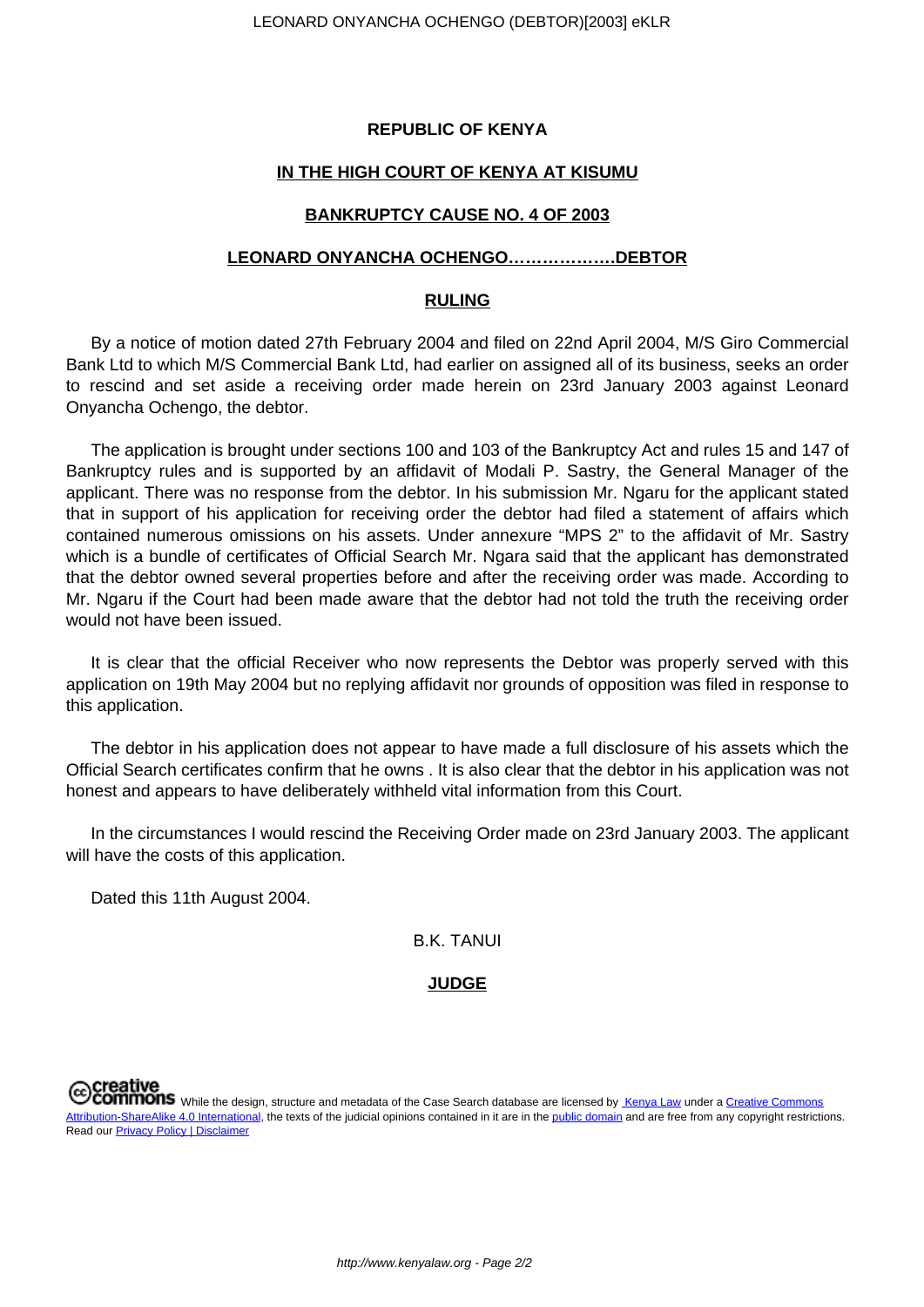**REPUBLIC OF KENYA**

**IN THE HIGH COURT OF KENYA AT KISUMU**

**BANKRUPTCY CAUSE NO. 4 OF 2003**

**LEONARD ONYANCHA OCHENGO……………….DEBTOR**

**RULING**

By a notice of motion dated 27th February 2004 and filed on 22nd April 2004, M/S Giro Commercial Bank Ltd to which M/S Commercial Bank Ltd, had earlier on assigned all of its business, seeks an order to rescind and set aside a receiving order made herein on 23rd January 2003 against Leonard Onyancha Ochengo, the debtor.

The application is brought under sections 100 and 103 of the Bankruptcy Act and rules 15 and 147 of Bankruptcy rules and is supported by an affidavit of Modali P. Sastry, the General Manager of the applicant. There was no response from the debtor. In his submission Mr. Ngaru for the applicant stated that in support of his application for receiving order the debtor had filed a statement of affairs which contained numerous omissions on his assets. Under annexure "MPS 2" to the affidavit of Mr. Sastry which is a bundle of certificates of Official Search Mr. Ngara said that the applicant has demonstrated that the debtor owned several properties before and after the receiving order was made. According to Mr. Ngaru if the Court had been made aware that the debtor had not told the truth the receiving order would not have been issued.

It is clear that the official Receiver who now represents the Debtor was properly served with this application on 19th May 2004 but no replying affidavit nor grounds of opposition was filed in response to this application.

The debtor in his application does not appear to have made a full disclosure of his assets which the Official Search certificates confirm that he owns . It is also clear that the debtor in his application was not honest and appears to have deliberately withheld vital information from this Court.

In the circumstances I would rescind the Receiving Order made on 23rd January 2003. The applicant will have the costs of this application.

Dated this 11th August 2004.

B.K. TANUI

**JUDGE**

While the design, structure and metadata of the Case Search database are licensed by Kenya Law under a Creative Commons Attribution-ShareAlike 4.0 International, the texts of the judicial opinions contained in it are in the public domain and are free from any copyright restrictions. Read our Privacy Policy | Disclaimer